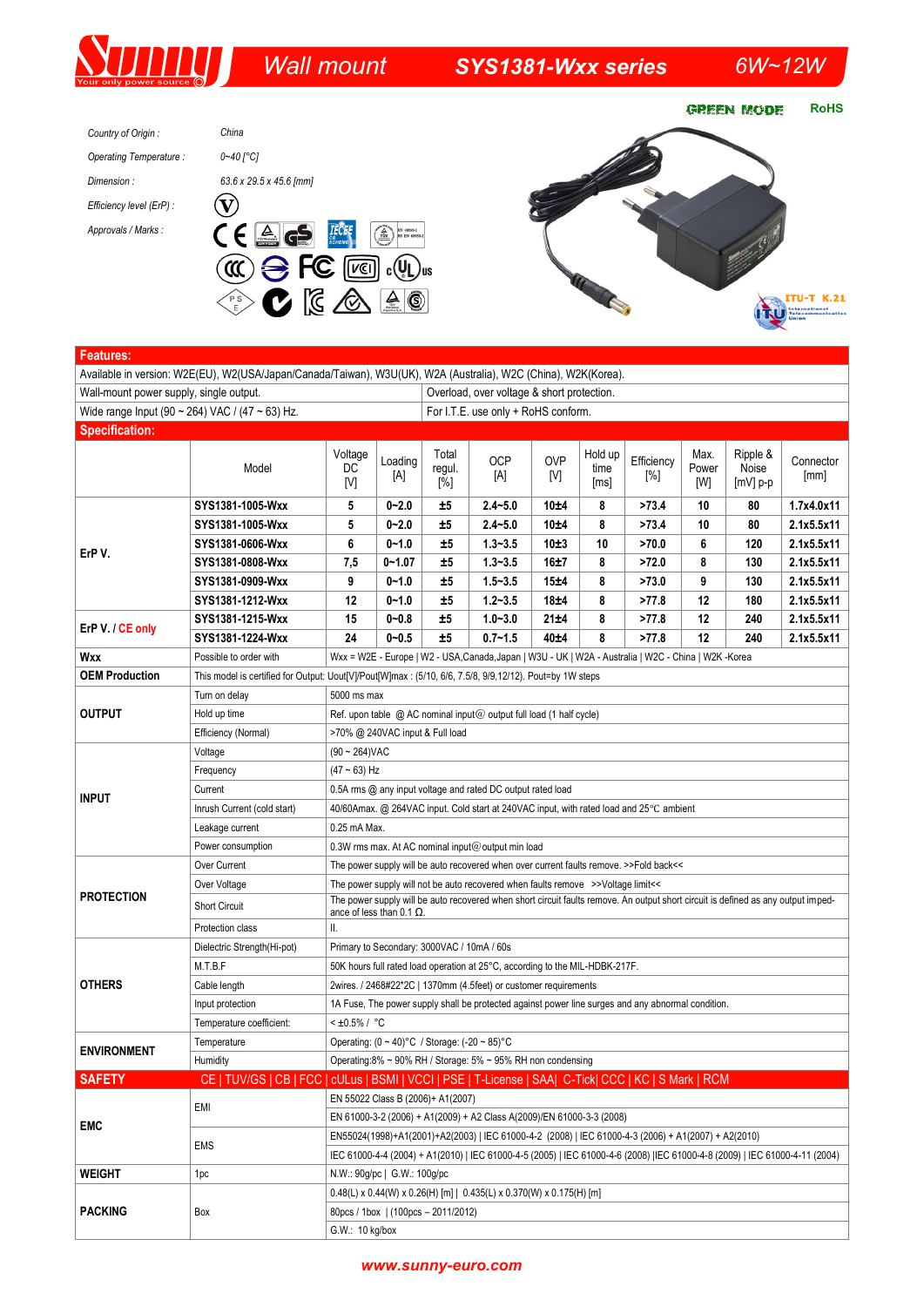# Sunny — Wall mount — SYS1381-Wxx series — 6W~12W

GREEN MODE RoHS

| | |
|---|---|
| *Country of Origin :* | *China* |
| *Operating Temperature :* | *0~40 [°C]* |
| *Dimension :* | *63.6 x 29.5 x 45.6 [mm]* |
| *Efficiency level (ErP) :* | V |
| *Approvals / Marks :* | |

ITU-T K.21

## Features:

Available in version: W2E(EU), W2(USA/Japan/Canada/Taiwan), W3U(UK), W2A (Australia), W2C (China), W2K(Korea).

| | |
|---|---|
| Wall-mount power supply, single output. | Overload, over voltage & short protection. |
| Wide range Input (90 ~ 264) VAC / (47 ~ 63) Hz. | For I.T.E. use only + RoHS conform. |

## Specification:

| | Model | Voltage DC [V] | Loading [A] | Total regul. [%] | OCP [A] | OVP [V] | Hold up time [ms] | Efficiency [%] | Max. Power [W] | Ripple & Noise [mV] p-p | Connector [mm] |
|---|---|---|---|---|---|---|---|---|---|---|---|
| ErP V. | SYS1381-1005-Wxx | 5 | 0~2.0 | ±5 | 2.4~5.0 | 10±4 | 8 | >73.4 | 10 | 80 | 1.7x4.0x11 |
| | SYS1381-1005-Wxx | 5 | 0~2.0 | ±5 | 2.4~5.0 | 10±4 | 8 | >73.4 | 10 | 80 | 2.1x5.5x11 |
| | SYS1381-0606-Wxx | 6 | 0~1.0 | ±5 | 1.3~3.5 | 10±3 | 10 | >70.0 | 6 | 120 | 2.1x5.5x11 |
| | SYS1381-0808-Wxx | 7,5 | 0~1.07 | ±5 | 1.3~3.5 | 16±7 | 8 | >72.0 | 8 | 130 | 2.1x5.5x11 |
| | SYS1381-0909-Wxx | 9 | 0~1.0 | ±5 | 1.5~3.5 | 15±4 | 8 | >73.0 | 9 | 130 | 2.1x5.5x11 |
| | SYS1381-1212-Wxx | 12 | 0~1.0 | ±5 | 1.2~3.5 | 18±4 | 8 | >77.8 | 12 | 180 | 2.1x5.5x11 |
| ErP V. / CE only | SYS1381-1215-Wxx | 15 | 0~0.8 | ±5 | 1.0~3.0 | 21±4 | 8 | >77.8 | 12 | 240 | 2.1x5.5x11 |
| | SYS1381-1224-Wxx | 24 | 0~0.5 | ±5 | 0.7~1.5 | 40±4 | 8 | >77.8 | 12 | 240 | 2.1x5.5x11 |

| | | |
|---|---|---|
| **Wxx** | Possible to order with | Wxx = W2E - Europe \| W2 - USA,Canada,Japan \| W3U - UK \| W2A - Australia \| W2C - China \| W2K -Korea |
| **OEM Production** | This model is certified for Output: Uout[V]/Pout[W]max : (5/10, 6/6, 7.5/8, 9/9,12/12). Pout=by 1W steps | |
| **OUTPUT** | Turn on delay | 5000 ms max |
| | Hold up time | Ref. upon table @ AC nominal input@ output full load (1 half cycle) |
| | Efficiency (Normal) | >70% @ 240VAC input & Full load |
| **INPUT** | Voltage | (90 ~ 264)VAC |
| | Frequency | (47 ~ 63) Hz |
| | Current | 0.5A rms @ any input voltage and rated DC output rated load |
| | Inrush Current (cold start) | 40/60Amax. @ 264VAC input. Cold start at 240VAC input, with rated load and 25℃ ambient |
| | Leakage current | 0.25 mA Max. |
| | Power consumption | 0.3W rms max. At AC nominal input@output min load |
| **PROTECTION** | Over Current | The power supply will be auto recovered when over current faults remove. >>Fold back<< |
| | Over Voltage | The power supply will not be auto recovered when faults remove >>Voltage limit<< |
| | Short Circuit | The power supply will be auto recovered when short circuit faults remove. An output short circuit is defined as any output impedance of less than 0.1 Ω. |
| | Protection class | II. |
| **OTHERS** | Dielectric Strength(Hi-pot) | Primary to Secondary: 3000VAC / 10mA / 60s |
| | M.T.B.F | 50K hours full rated load operation at 25°C, according to the MIL-HDBK-217F. |
| | Cable length | 2wires. / 2468#22*2C \| 1370mm (4.5feet) or customer requirements |
| | Input protection | 1A Fuse, The power supply shall be protected against power line surges and any abnormal condition. |
| | Temperature coefficient: | < ±0.5% / °C |
| **ENVIRONMENT** | Temperature | Operating: (0 ~ 40)°C / Storage: (-20 ~ 85)°C |
| | Humidity | Operating:8% ~ 90% RH / Storage: 5% ~ 95% RH non condensing |
| **SAFETY** | CE \| TUV/GS \| CB \| FCC \| cULus \| BSMI \| VCCI \| PSE \| T-License \| SAA\| C-Tick\| CCC \| KC \| S Mark \| RCM | |
| **EMC** | EMI | EN 55022 Class B (2006)+ A1(2007) |
| | | EN 61000-3-2 (2006) + A1(2009) + A2 Class A(2009)/EN 61000-3-3 (2008) |
| | EMS | EN55024(1998)+A1(2001)+A2(2003) \| IEC 61000-4-2 (2008) \| IEC 61000-4-3 (2006) + A1(2007) + A2(2010) |
| | | IEC 61000-4-4 (2004) + A1(2010) \| IEC 61000-4-5 (2005) \| IEC 61000-4-6 (2008) \|IEC 61000-4-8 (2009) \| IEC 61000-4-11 (2004) |
| **WEIGHT** | 1pc | N.W.: 90g/pc \| G.W.: 100g/pc |
| **PACKING** | Box | 0.48(L) x 0.44(W) x 0.26(H) [m] \| 0.435(L) x 0.370(W) x 0.175(H) [m] |
| | | 80pcs / 1box \| (100pcs – 2011/2012) |
| | | G.W.: 10 kg/box |

www.sunny-euro.com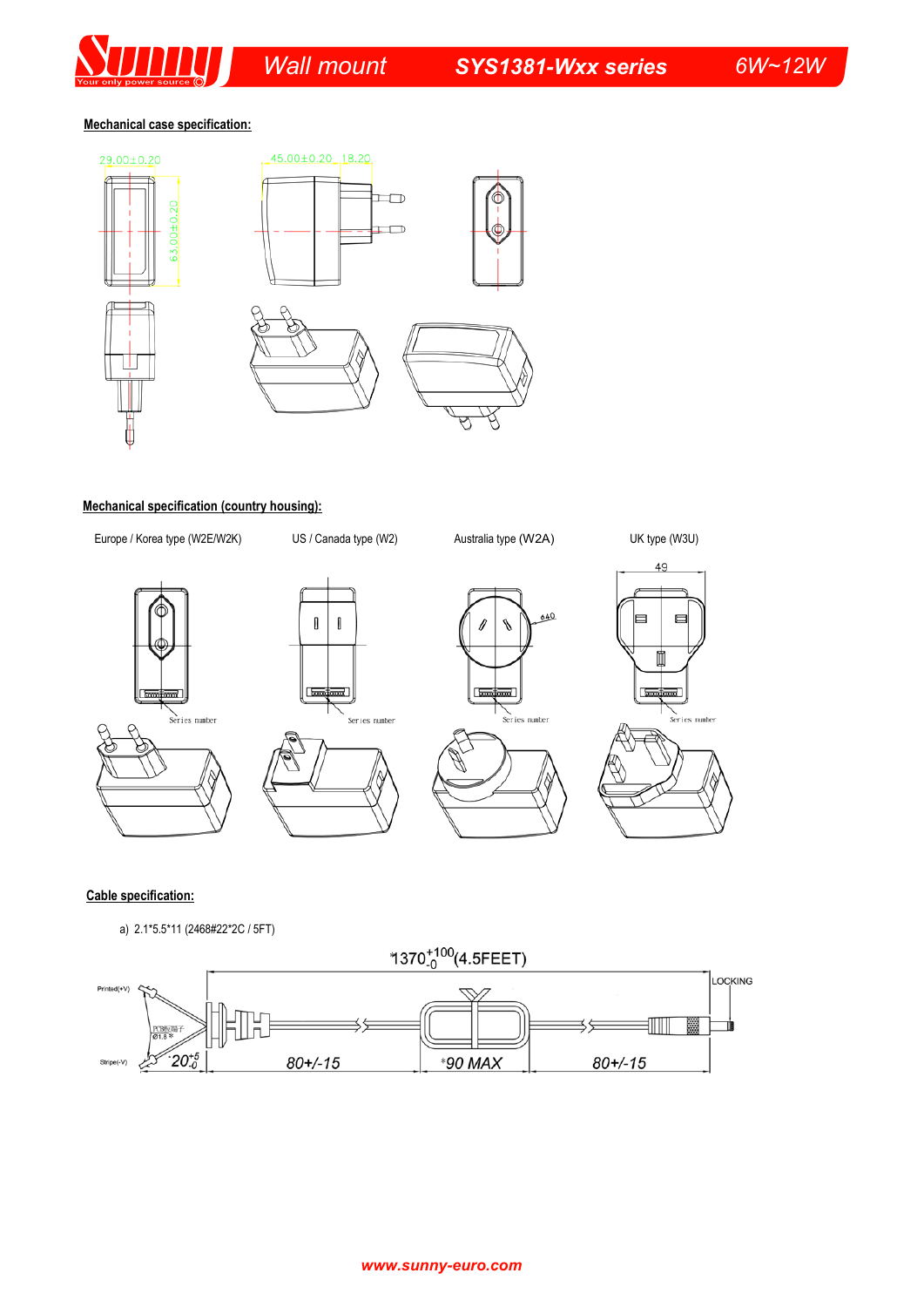## Mechanical case specification:

29.00±0.20

45.00±0.20 18.20

63.00±0.20

## Mechanical specification (country housing):

Europe / Korea type (W2E/W2K)

US / Canada type (W2)

Australia type (W2A)

UK type (W3U)

49

Ø40

Series number

Series number

Series number

Series number

## Cable specification:

a) 2.1*5.5*11 (2468#22*2C / 5FT)

*1370$^{+100}_{-0}$(4.5FEET)

LOCKING

Printed(+V)

PCB端子 Ø1.8*

Stripe(-V)

*20$^{+5}_{-0}$

80+/-15

*90 MAX

80+/-15